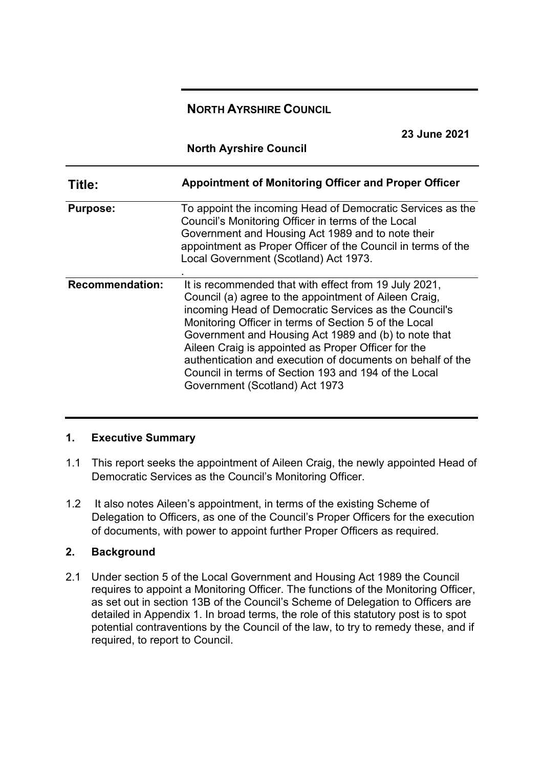**NORTH AYRSHIRE COUNCIL**

**23 June 2021**

**North Ayrshire Council**

| | |
|---|---|
| **Title:** | **Appointment of Monitoring Officer and Proper Officer** |
| **Purpose:** | To appoint the incoming Head of Democratic Services as the Council's Monitoring Officer in terms of the Local Government and Housing Act 1989 and to note their appointment as Proper Officer of the Council in terms of the Local Government (Scotland) Act 1973. |
| **Recommendation:** | It is recommended that with effect from 19 July 2021, Council (a) agree to the appointment of Aileen Craig, incoming Head of Democratic Services as the Council's Monitoring Officer in terms of Section 5 of the Local Government and Housing Act 1989 and (b) to note that Aileen Craig is appointed as Proper Officer for the authentication and execution of documents on behalf of the Council in terms of Section 193 and 194 of the Local Government (Scotland) Act 1973 |

## 1. Executive Summary

1.1 This report seeks the appointment of Aileen Craig, the newly appointed Head of Democratic Services as the Council's Monitoring Officer.

1.2 It also notes Aileen's appointment, in terms of the existing Scheme of Delegation to Officers, as one of the Council's Proper Officers for the execution of documents, with power to appoint further Proper Officers as required.

## 2. Background

2.1 Under section 5 of the Local Government and Housing Act 1989 the Council requires to appoint a Monitoring Officer. The functions of the Monitoring Officer, as set out in section 13B of the Council's Scheme of Delegation to Officers are detailed in Appendix 1. In broad terms, the role of this statutory post is to spot potential contraventions by the Council of the law, to try to remedy these, and if required, to report to Council.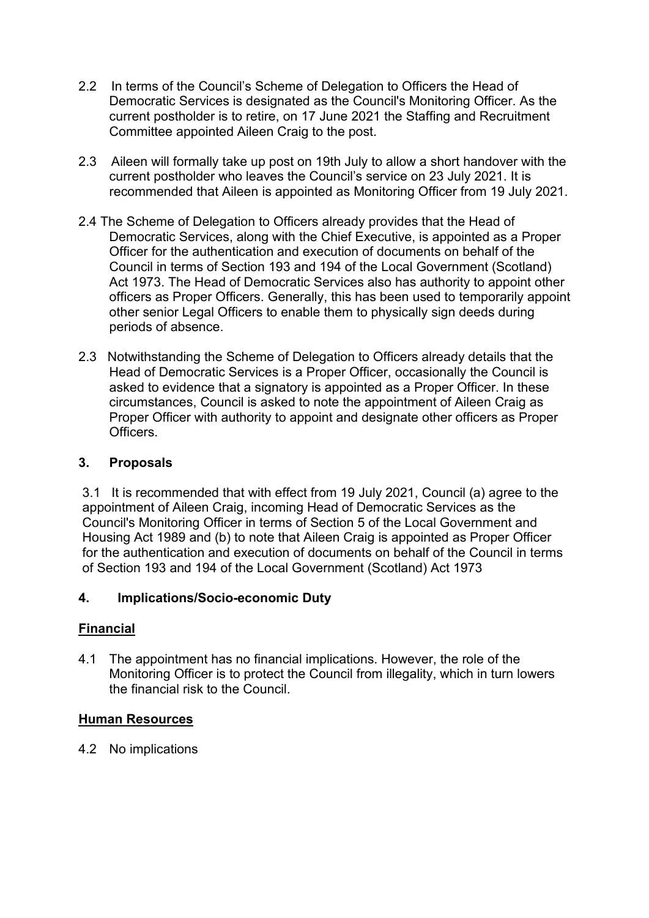2.2 In terms of the Council's Scheme of Delegation to Officers the Head of Democratic Services is designated as the Council's Monitoring Officer. As the current postholder is to retire, on 17 June 2021 the Staffing and Recruitment Committee appointed Aileen Craig to the post.

2.3 Aileen will formally take up post on 19th July to allow a short handover with the current postholder who leaves the Council's service on 23 July 2021. It is recommended that Aileen is appointed as Monitoring Officer from 19 July 2021.

2.4 The Scheme of Delegation to Officers already provides that the Head of Democratic Services, along with the Chief Executive, is appointed as a Proper Officer for the authentication and execution of documents on behalf of the Council in terms of Section 193 and 194 of the Local Government (Scotland) Act 1973. The Head of Democratic Services also has authority to appoint other officers as Proper Officers. Generally, this has been used to temporarily appoint other senior Legal Officers to enable them to physically sign deeds during periods of absence.

2.3 Notwithstanding the Scheme of Delegation to Officers already details that the Head of Democratic Services is a Proper Officer, occasionally the Council is asked to evidence that a signatory is appointed as a Proper Officer. In these circumstances, Council is asked to note the appointment of Aileen Craig as Proper Officer with authority to appoint and designate other officers as Proper Officers.

## 3. Proposals

3.1 It is recommended that with effect from 19 July 2021, Council (a) agree to the appointment of Aileen Craig, incoming Head of Democratic Services as the Council's Monitoring Officer in terms of Section 5 of the Local Government and Housing Act 1989 and (b) to note that Aileen Craig is appointed as Proper Officer for the authentication and execution of documents on behalf of the Council in terms of Section 193 and 194 of the Local Government (Scotland) Act 1973

## 4. Implications/Socio-economic Duty

**Financial**

4.1 The appointment has no financial implications. However, the role of the Monitoring Officer is to protect the Council from illegality, which in turn lowers the financial risk to the Council.

**Human Resources**

4.2 No implications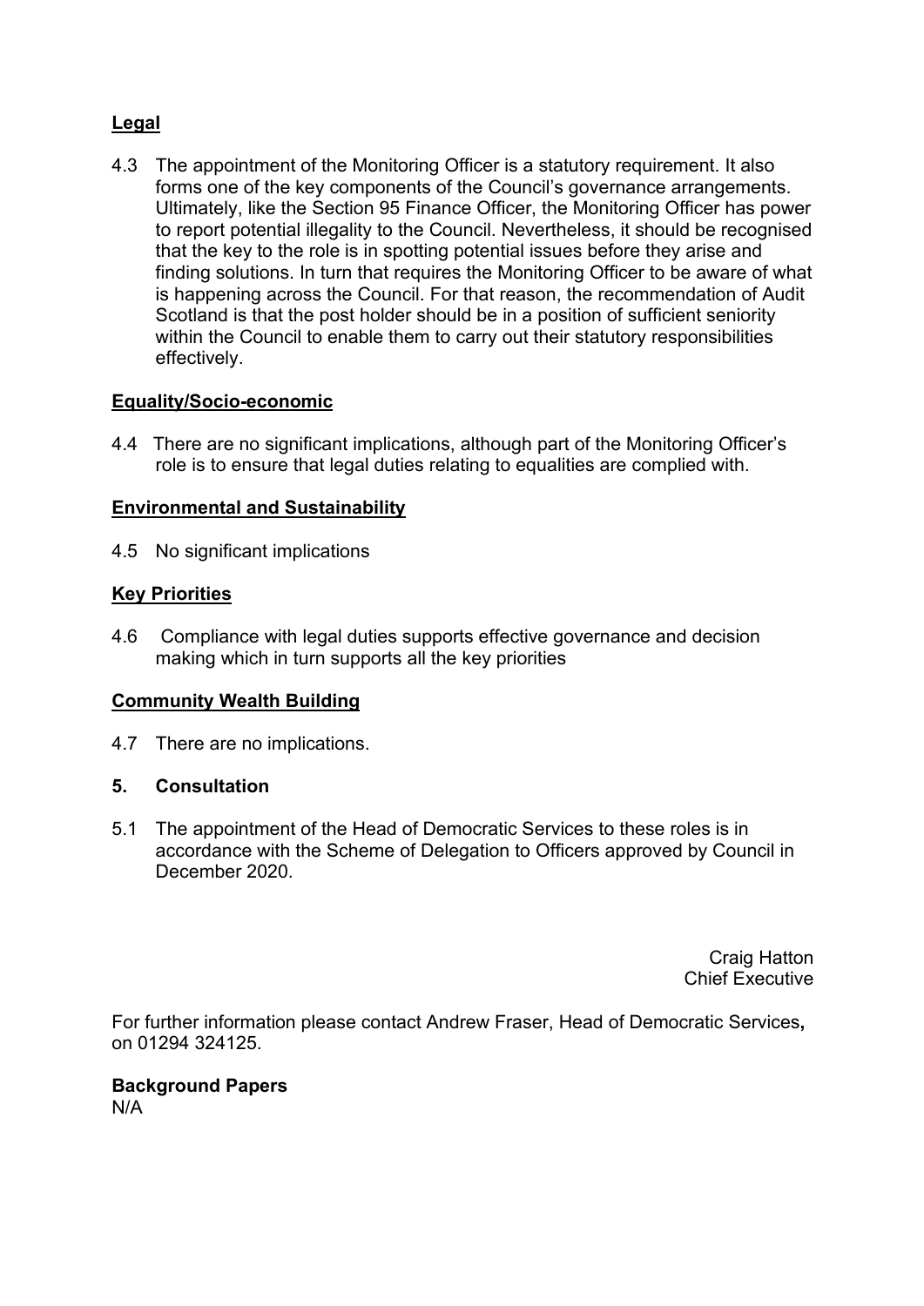**Legal**

4.3 The appointment of the Monitoring Officer is a statutory requirement. It also forms one of the key components of the Council's governance arrangements. Ultimately, like the Section 95 Finance Officer, the Monitoring Officer has power to report potential illegality to the Council. Nevertheless, it should be recognised that the key to the role is in spotting potential issues before they arise and finding solutions. In turn that requires the Monitoring Officer to be aware of what is happening across the Council. For that reason, the recommendation of Audit Scotland is that the post holder should be in a position of sufficient seniority within the Council to enable them to carry out their statutory responsibilities effectively.

**Equality/Socio-economic**

4.4 There are no significant implications, although part of the Monitoring Officer's role is to ensure that legal duties relating to equalities are complied with.

**Environmental and Sustainability**

4.5 No significant implications

**Key Priorities**

4.6 Compliance with legal duties supports effective governance and decision making which in turn supports all the key priorities

**Community Wealth Building**

4.7 There are no implications.

## 5. Consultation

5.1 The appointment of the Head of Democratic Services to these roles is in accordance with the Scheme of Delegation to Officers approved by Council in December 2020.

Craig Hatton
Chief Executive

For further information please contact Andrew Fraser, Head of Democratic Services, on 01294 324125.

**Background Papers**
N/A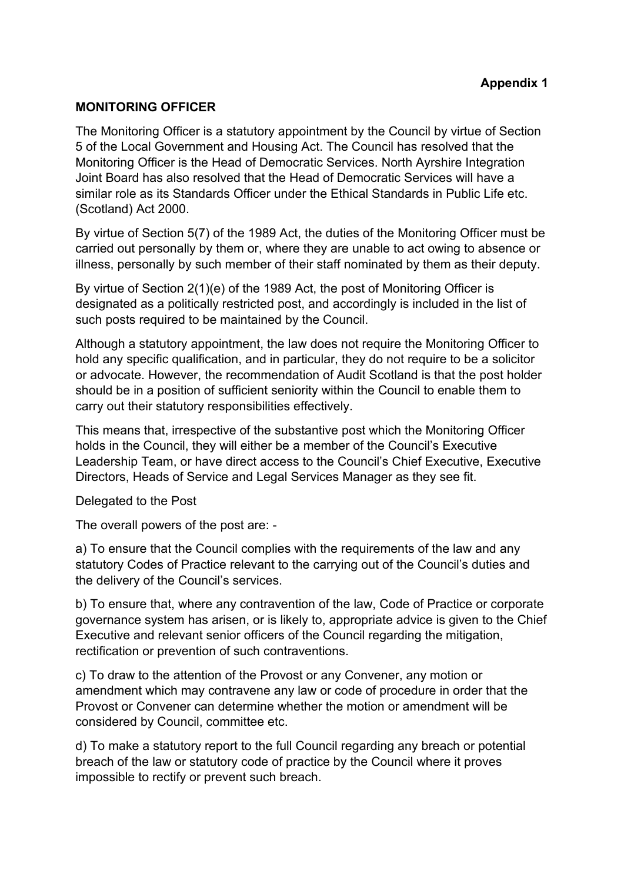**Appendix 1**

## MONITORING OFFICER

The Monitoring Officer is a statutory appointment by the Council by virtue of Section 5 of the Local Government and Housing Act. The Council has resolved that the Monitoring Officer is the Head of Democratic Services. North Ayrshire Integration Joint Board has also resolved that the Head of Democratic Services will have a similar role as its Standards Officer under the Ethical Standards in Public Life etc. (Scotland) Act 2000.

By virtue of Section 5(7) of the 1989 Act, the duties of the Monitoring Officer must be carried out personally by them or, where they are unable to act owing to absence or illness, personally by such member of their staff nominated by them as their deputy.

By virtue of Section 2(1)(e) of the 1989 Act, the post of Monitoring Officer is designated as a politically restricted post, and accordingly is included in the list of such posts required to be maintained by the Council.

Although a statutory appointment, the law does not require the Monitoring Officer to hold any specific qualification, and in particular, they do not require to be a solicitor or advocate. However, the recommendation of Audit Scotland is that the post holder should be in a position of sufficient seniority within the Council to enable them to carry out their statutory responsibilities effectively.

This means that, irrespective of the substantive post which the Monitoring Officer holds in the Council, they will either be a member of the Council's Executive Leadership Team, or have direct access to the Council's Chief Executive, Executive Directors, Heads of Service and Legal Services Manager as they see fit.

Delegated to the Post

The overall powers of the post are: -

a) To ensure that the Council complies with the requirements of the law and any statutory Codes of Practice relevant to the carrying out of the Council's duties and the delivery of the Council's services.

b) To ensure that, where any contravention of the law, Code of Practice or corporate governance system has arisen, or is likely to, appropriate advice is given to the Chief Executive and relevant senior officers of the Council regarding the mitigation, rectification or prevention of such contraventions.

c) To draw to the attention of the Provost or any Convener, any motion or amendment which may contravene any law or code of procedure in order that the Provost or Convener can determine whether the motion or amendment will be considered by Council, committee etc.

d) To make a statutory report to the full Council regarding any breach or potential breach of the law or statutory code of practice by the Council where it proves impossible to rectify or prevent such breach.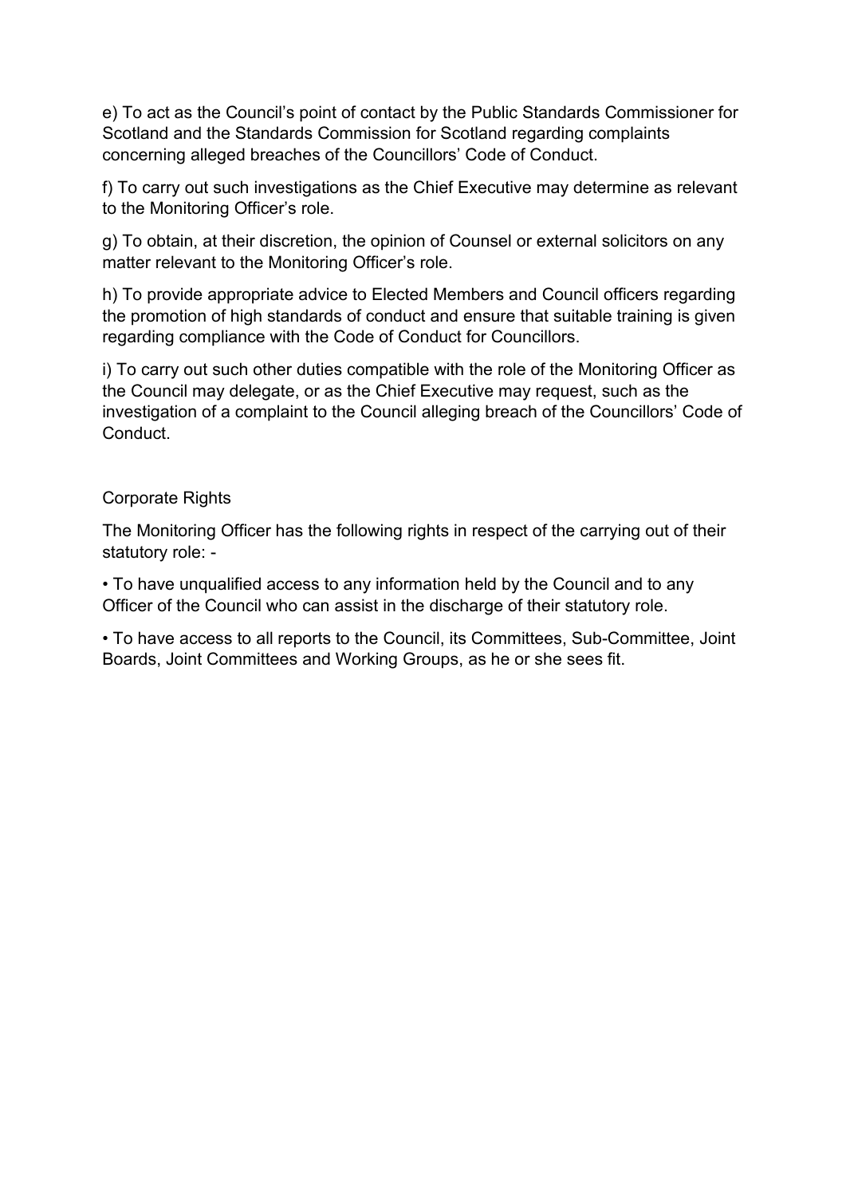e) To act as the Council's point of contact by the Public Standards Commissioner for Scotland and the Standards Commission for Scotland regarding complaints concerning alleged breaches of the Councillors' Code of Conduct.

f) To carry out such investigations as the Chief Executive may determine as relevant to the Monitoring Officer's role.

g) To obtain, at their discretion, the opinion of Counsel or external solicitors on any matter relevant to the Monitoring Officer's role.

h) To provide appropriate advice to Elected Members and Council officers regarding the promotion of high standards of conduct and ensure that suitable training is given regarding compliance with the Code of Conduct for Councillors.

i) To carry out such other duties compatible with the role of the Monitoring Officer as the Council may delegate, or as the Chief Executive may request, such as the investigation of a complaint to the Council alleging breach of the Councillors' Code of Conduct.

Corporate Rights

The Monitoring Officer has the following rights in respect of the carrying out of their statutory role: -

• To have unqualified access to any information held by the Council and to any Officer of the Council who can assist in the discharge of their statutory role.

• To have access to all reports to the Council, its Committees, Sub-Committee, Joint Boards, Joint Committees and Working Groups, as he or she sees fit.